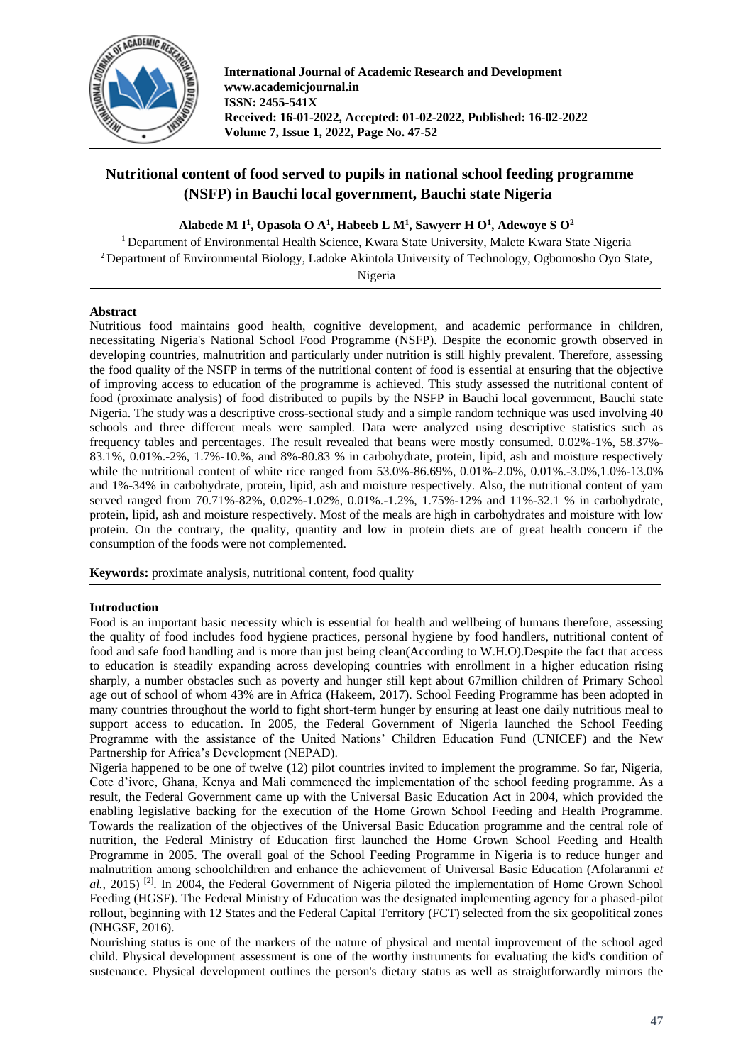# Nutritional content of food served to pupils in national school feeding programme (NSFP) in Bauchi local government, Bauchi state Nigeria

**Alabede M I[1], Opasola O A[1], Habeeb L M[1], Sawyerr H O[1], Adewoye S O[2]**

[1] Department of Environmental Health Science, Kwara State University, Malete Kwara State Nigeria
[2] Department of Environmental Biology, Ladoke Akintola University of Technology, Ogbomosho Oyo State, Nigeria

## Abstract

Nutritious food maintains good health, cognitive development, and academic performance in children, necessitating Nigeria's National School Food Programme (NSFP). Despite the economic growth observed in developing countries, malnutrition and particularly under nutrition is still highly prevalent. Therefore, assessing the food quality of the NSFP in terms of the nutritional content of food is essential at ensuring that the objective of improving access to education of the programme is achieved. This study assessed the nutritional content of food (proximate analysis) of food distributed to pupils by the NSFP in Bauchi local government, Bauchi state Nigeria. The study was a descriptive cross-sectional study and a simple random technique was used involving 40 schools and three different meals were sampled. Data were analyzed using descriptive statistics such as frequency tables and percentages. The result revealed that beans were mostly consumed. 0.02%-1%, 58.37%-83.1%, 0.01%.-2%, 1.7%-10.%, and 8%-80.83 % in carbohydrate, protein, lipid, ash and moisture respectively while the nutritional content of white rice ranged from 53.0%-86.69%, 0.01%-2.0%, 0.01%.-3.0%,1.0%-13.0% and 1%-34% in carbohydrate, protein, lipid, ash and moisture respectively. Also, the nutritional content of yam served ranged from 70.71%-82%, 0.02%-1.02%, 0.01%.-1.2%, 1.75%-12% and 11%-32.1 % in carbohydrate, protein, lipid, ash and moisture respectively. Most of the meals are high in carbohydrates and moisture with low protein. On the contrary, the quality, quantity and low in protein diets are of great health concern if the consumption of the foods were not complemented.

**Keywords:** proximate analysis, nutritional content, food quality

## Introduction

Food is an important basic necessity which is essential for health and wellbeing of humans therefore, assessing the quality of food includes food hygiene practices, personal hygiene by food handlers, nutritional content of food and safe food handling and is more than just being clean(According to W.H.O).Despite the fact that access to education is steadily expanding across developing countries with enrollment in a higher education rising sharply, a number obstacles such as poverty and hunger still kept about 67million children of Primary School age out of school of whom 43% are in Africa (Hakeem, 2017). School Feeding Programme has been adopted in many countries throughout the world to fight short-term hunger by ensuring at least one daily nutritious meal to support access to education. In 2005, the Federal Government of Nigeria launched the School Feeding Programme with the assistance of the United Nations' Children Education Fund (UNICEF) and the New Partnership for Africa's Development (NEPAD).

Nigeria happened to be one of twelve (12) pilot countries invited to implement the programme. So far, Nigeria, Cote d'ivore, Ghana, Kenya and Mali commenced the implementation of the school feeding programme. As a result, the Federal Government came up with the Universal Basic Education Act in 2004, which provided the enabling legislative backing for the execution of the Home Grown School Feeding and Health Programme. Towards the realization of the objectives of the Universal Basic Education programme and the central role of nutrition, the Federal Ministry of Education first launched the Home Grown School Feeding and Health Programme in 2005. The overall goal of the School Feeding Programme in Nigeria is to reduce hunger and malnutrition among schoolchildren and enhance the achievement of Universal Basic Education (Afolaranmi *et al.,* 2015) [2]. In 2004, the Federal Government of Nigeria piloted the implementation of Home Grown School Feeding (HGSF). The Federal Ministry of Education was the designated implementing agency for a phased-pilot rollout, beginning with 12 States and the Federal Capital Territory (FCT) selected from the six geopolitical zones (NHGSF, 2016).

Nourishing status is one of the markers of the nature of physical and mental improvement of the school aged child. Physical development assessment is one of the worthy instruments for evaluating the kid's condition of sustenance. Physical development outlines the person's dietary status as well as straightforwardly mirrors the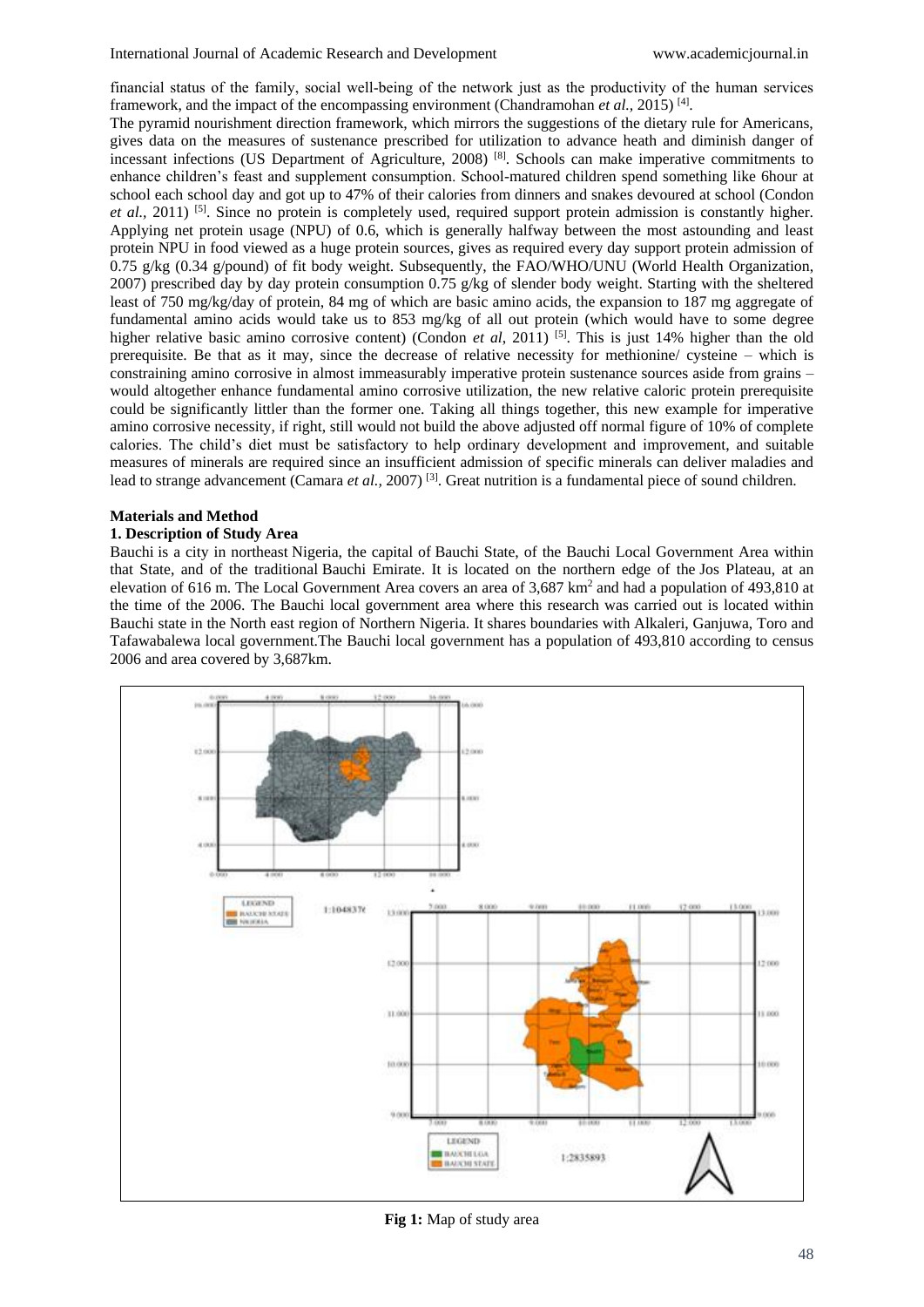financial status of the family, social well-being of the network just as the productivity of the human services framework, and the impact of the encompassing environment (Chandramohan *et al.*, 2015) [4].

The pyramid nourishment direction framework, which mirrors the suggestions of the dietary rule for Americans, gives data on the measures of sustenance prescribed for utilization to advance heath and diminish danger of incessant infections (US Department of Agriculture, 2008) [8]. Schools can make imperative commitments to enhance children's feast and supplement consumption. School-matured children spend something like 6hour at school each school day and got up to 47% of their calories from dinners and snakes devoured at school (Condon *et al.*, 2011) [5]. Since no protein is completely used, required support protein admission is constantly higher. Applying net protein usage (NPU) of 0.6, which is generally halfway between the most astounding and least protein NPU in food viewed as a huge protein sources, gives as required every day support protein admission of 0.75 g/kg (0.34 g/pound) of fit body weight. Subsequently, the FAO/WHO/UNU (World Health Organization, 2007) prescribed day by day protein consumption 0.75 g/kg of slender body weight. Starting with the sheltered least of 750 mg/kg/day of protein, 84 mg of which are basic amino acids, the expansion to 187 mg aggregate of fundamental amino acids would take us to 853 mg/kg of all out protein (which would have to some degree higher relative basic amino corrosive content) (Condon *et al*, 2011) [5]. This is just 14% higher than the old prerequisite. Be that as it may, since the decrease of relative necessity for methionine/ cysteine – which is constraining amino corrosive in almost immeasurably imperative protein sustenance sources aside from grains – would altogether enhance fundamental amino corrosive utilization, the new relative caloric protein prerequisite could be significantly littler than the former one. Taking all things together, this new example for imperative amino corrosive necessity, if right, still would not build the above adjusted off normal figure of 10% of complete calories. The child's diet must be satisfactory to help ordinary development and improvement, and suitable measures of minerals are required since an insufficient admission of specific minerals can deliver maladies and lead to strange advancement (Camara *et al.*, 2007) [3]. Great nutrition is a fundamental piece of sound children.

## Materials and Method

### 1. Description of Study Area

Bauchi is a city in northeast Nigeria, the capital of Bauchi State, of the Bauchi Local Government Area within that State, and of the traditional Bauchi Emirate. It is located on the northern edge of the Jos Plateau, at an elevation of 616 m. The Local Government Area covers an area of 3,687 km$^2$ and had a population of 493,810 at the time of the 2006. The Bauchi local government area where this research was carried out is located within Bauchi state in the North east region of Northern Nigeria. It shares boundaries with Alkaleri, Ganjuwa, Toro and Tafawabalewa local government.The Bauchi local government has a population of 493,810 according to census 2006 and area covered by 3,687km.

**Fig 1:** Map of study area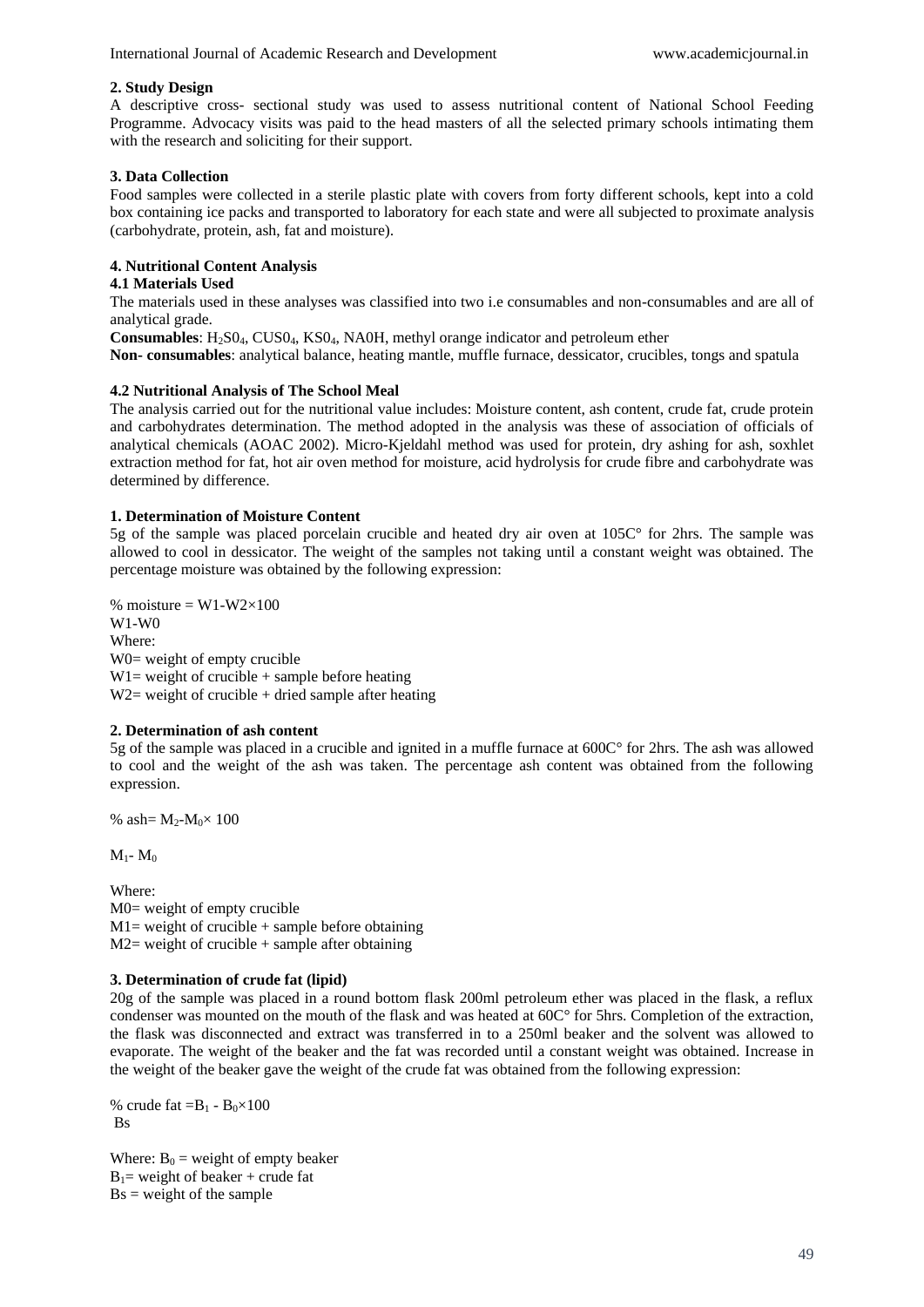## 2. Study Design

A descriptive cross- sectional study was used to assess nutritional content of National School Feeding Programme. Advocacy visits was paid to the head masters of all the selected primary schools intimating them with the research and soliciting for their support.

## 3. Data Collection

Food samples were collected in a sterile plastic plate with covers from forty different schools, kept into a cold box containing ice packs and transported to laboratory for each state and were all subjected to proximate analysis (carbohydrate, protein, ash, fat and moisture).

## 4. Nutritional Content Analysis

### 4.1 Materials Used

The materials used in these analyses was classified into two i.e consumables and non-consumables and are all of analytical grade.

**Consumables**: $H_2S0_4$, $CUS0_4$, $KS0_4$, NA0H, methyl orange indicator and petroleum ether

**Non- consumables**: analytical balance, heating mantle, muffle furnace, dessicator, crucibles, tongs and spatula

### 4.2 Nutritional Analysis of The School Meal

The analysis carried out for the nutritional value includes: Moisture content, ash content, crude fat, crude protein and carbohydrates determination. The method adopted in the analysis was these of association of officials of analytical chemicals (AOAC 2002). Micro-Kjeldahl method was used for protein, dry ashing for ash, soxhlet extraction method for fat, hot air oven method for moisture, acid hydrolysis for crude fibre and carbohydrate was determined by difference.

#### 1. Determination of Moisture Content

5g of the sample was placed porcelain crucible and heated dry air oven at 105C° for 2hrs. The sample was allowed to cool in dessicator. The weight of the samples not taking until a constant weight was obtained. The percentage moisture was obtained by the following expression:

$$\% \text{ moisture} = \frac{W1-W2 \times 100}{W1-W0}$$

Where:
W0= weight of empty crucible
W1= weight of crucible + sample before heating
W2= weight of crucible + dried sample after heating

#### 2. Determination of ash content

5g of the sample was placed in a crucible and ignited in a muffle furnace at 600C° for 2hrs. The ash was allowed to cool and the weight of the ash was taken. The percentage ash content was obtained from the following expression.

$$\% \text{ ash} = \frac{M_2-M_0 \times 100}{M_1- M_0}$$

Where:
M0= weight of empty crucible
M1= weight of crucible + sample before obtaining
M2= weight of crucible + sample after obtaining

#### 3. Determination of crude fat (lipid)

20g of the sample was placed in a round bottom flask 200ml petroleum ether was placed in the flask, a reflux condenser was mounted on the mouth of the flask and was heated at 60C° for 5hrs. Completion of the extraction, the flask was disconnected and extract was transferred in to a 250ml beaker and the solvent was allowed to evaporate. The weight of the beaker and the fat was recorded until a constant weight was obtained. Increase in the weight of the beaker gave the weight of the crude fat was obtained from the following expression:

$$\% \text{ crude fat} = \frac{B_1 - B_0 \times 100}{Bs}$$

Where: $B_0$ = weight of empty beaker
$B_1$= weight of beaker + crude fat
Bs = weight of the sample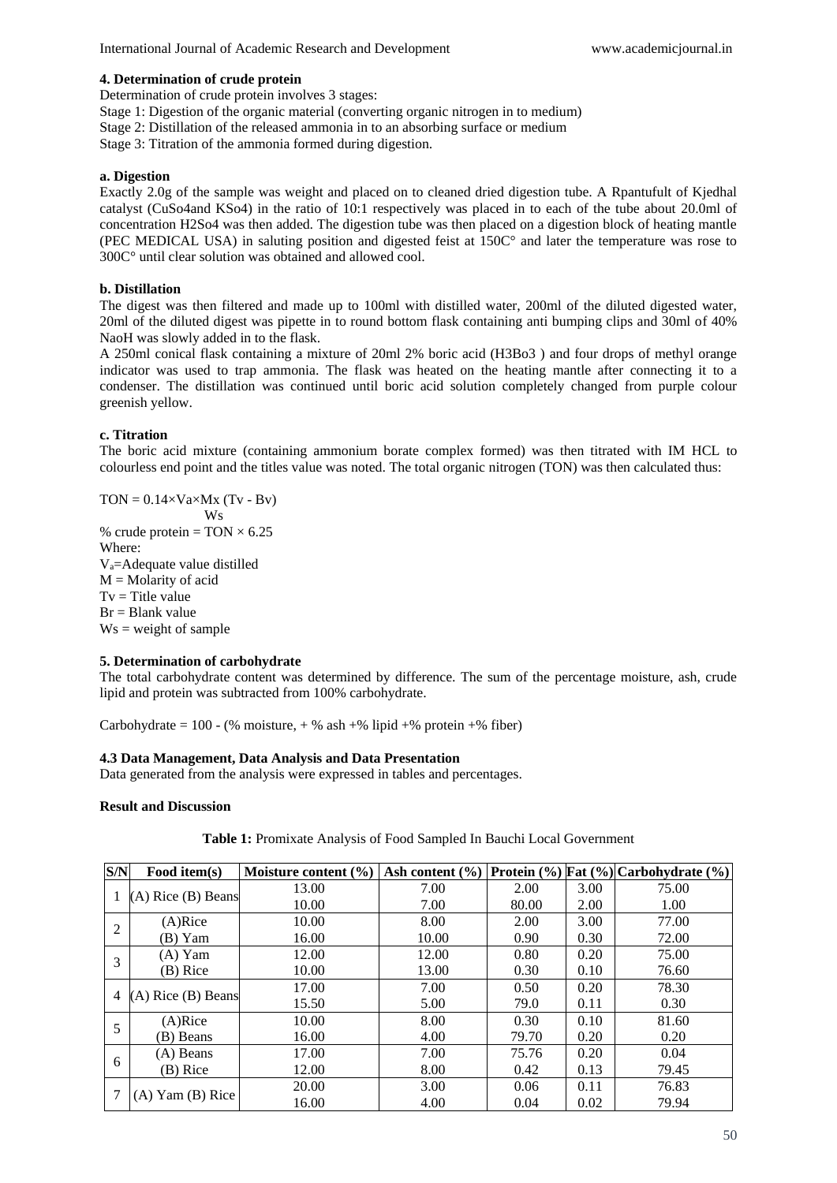**4. Determination of crude protein**

Determination of crude protein involves 3 stages:

Stage 1: Digestion of the organic material (converting organic nitrogen in to medium)

Stage 2: Distillation of the released ammonia in to an absorbing surface or medium

Stage 3: Titration of the ammonia formed during digestion.

**a. Digestion**

Exactly 2.0g of the sample was weight and placed on to cleaned dried digestion tube. A Rpantufult of Kjedhal catalyst (CuSo4and KSo4) in the ratio of 10:1 respectively was placed in to each of the tube about 20.0ml of concentration H2So4 was then added. The digestion tube was then placed on a digestion block of heating mantle (PEC MEDICAL USA) in saluting position and digested feist at 150C° and later the temperature was rose to 300C° until clear solution was obtained and allowed cool.

**b. Distillation**

The digest was then filtered and made up to 100ml with distilled water, 200ml of the diluted digested water, 20ml of the diluted digest was pipette in to round bottom flask containing anti bumping clips and 30ml of 40% NaoH was slowly added in to the flask.

A 250ml conical flask containing a mixture of 20ml 2% boric acid (H3Bo3 ) and four drops of methyl orange indicator was used to trap ammonia. The flask was heated on the heating mantle after connecting it to a condenser. The distillation was continued until boric acid solution completely changed from purple colour greenish yellow.

**c. Titration**

The boric acid mixture (containing ammonium borate complex formed) was then titrated with IM HCL to colourless end point and the titles value was noted. The total organic nitrogen (TON) was then calculated thus:

$$TON = \frac{0.14 \times Va \times Mx\ (Tv - Bv)}{Ws}$$

% crude protein = TON × 6.25

Where:

$V_a$=Adequate value distilled

M = Molarity of acid

Tv = Title value

Br = Blank value

Ws = weight of sample

**5. Determination of carbohydrate**

The total carbohydrate content was determined by difference. The sum of the percentage moisture, ash, crude lipid and protein was subtracted from 100% carbohydrate.

Carbohydrate = 100 - (% moisture, + % ash +% lipid +% protein +% fiber)

**4.3 Data Management, Data Analysis and Data Presentation**

Data generated from the analysis were expressed in tables and percentages.

**Result and Discussion**

**Table 1:** Promixate Analysis of Food Sampled In Bauchi Local Government

| S/N | Food item(s) | Moisture content (%) | Ash content (%) | Protein (%) | Fat (%) | Carbohydrate (%) |
|---|---|---|---|---|---|---|
| 1 | (A) Rice (B) Beans | 13.00 | 7.00 | 2.00 | 3.00 | 75.00 |
| | | 10.00 | 7.00 | 80.00 | 2.00 | 1.00 |
| 2 | (A)Rice | 10.00 | 8.00 | 2.00 | 3.00 | 77.00 |
| | (B) Yam | 16.00 | 10.00 | 0.90 | 0.30 | 72.00 |
| 3 | (A) Yam | 12.00 | 12.00 | 0.80 | 0.20 | 75.00 |
| | (B) Rice | 10.00 | 13.00 | 0.30 | 0.10 | 76.60 |
| 4 | (A) Rice (B) Beans | 17.00 | 7.00 | 0.50 | 0.20 | 78.30 |
| | | 15.50 | 5.00 | 79.0 | 0.11 | 0.30 |
| 5 | (A)Rice | 10.00 | 8.00 | 0.30 | 0.10 | 81.60 |
| | (B) Beans | 16.00 | 4.00 | 79.70 | 0.20 | 0.20 |
| 6 | (A) Beans | 17.00 | 7.00 | 75.76 | 0.20 | 0.04 |
| | (B) Rice | 12.00 | 8.00 | 0.42 | 0.13 | 79.45 |
| 7 | (A) Yam (B) Rice | 20.00 | 3.00 | 0.06 | 0.11 | 76.83 |
| | | 16.00 | 4.00 | 0.04 | 0.02 | 79.94 |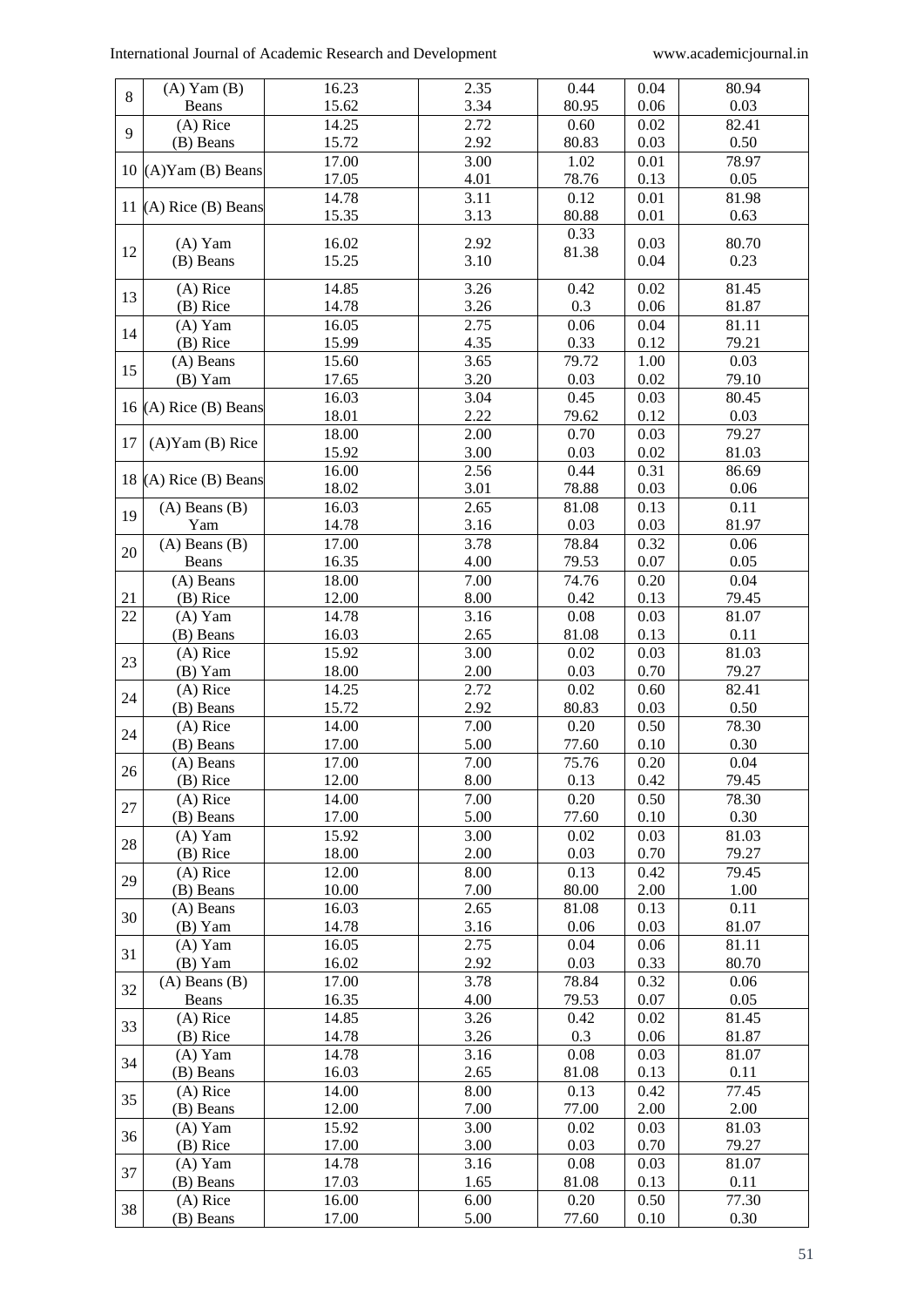| 8 | (A) Yam (B) Beans | 16.23<br>15.62 | 2.35<br>3.34 | 0.44<br>80.95 | 0.04<br>0.06 | 80.94<br>0.03 |
|---|---|---|---|---|---|---|
| 9 | (A) Rice<br>(B) Beans | 14.25<br>15.72 | 2.72<br>2.92 | 0.60<br>80.83 | 0.02<br>0.03 | 82.41<br>0.50 |
| 10 | (A)Yam (B) Beans | 17.00<br>17.05 | 3.00<br>4.01 | 1.02<br>78.76 | 0.01<br>0.13 | 78.97<br>0.05 |
| 11 | (A) Rice (B) Beans | 14.78<br>15.35 | 3.11<br>3.13 | 0.12<br>80.88 | 0.01<br>0.01 | 81.98<br>0.63 |
| 12 | (A) Yam<br>(B) Beans | 16.02<br>15.25 | 2.92<br>3.10 | 0.33<br>81.38 | 0.03<br>0.04 | 80.70<br>0.23 |
| 13 | (A) Rice<br>(B) Rice | 14.85<br>14.78 | 3.26<br>3.26 | 0.42<br>0.3 | 0.02<br>0.06 | 81.45<br>81.87 |
| 14 | (A) Yam<br>(B) Rice | 16.05<br>15.99 | 2.75<br>4.35 | 0.06<br>0.33 | 0.04<br>0.12 | 81.11<br>79.21 |
| 15 | (A) Beans<br>(B) Yam | 15.60<br>17.65 | 3.65<br>3.20 | 79.72<br>0.03 | 1.00<br>0.02 | 0.03<br>79.10 |
| 16 | (A) Rice (B) Beans | 16.03<br>18.01 | 3.04<br>2.22 | 0.45<br>79.62 | 0.03<br>0.12 | 80.45<br>0.03 |
| 17 | (A)Yam (B) Rice | 18.00<br>15.92 | 2.00<br>3.00 | 0.70<br>0.03 | 0.03<br>0.02 | 79.27<br>81.03 |
| 18 | (A) Rice (B) Beans | 16.00<br>18.02 | 2.56<br>3.01 | 0.44<br>78.88 | 0.31<br>0.03 | 86.69<br>0.06 |
| 19 | (A) Beans (B) Yam | 16.03<br>14.78 | 2.65<br>3.16 | 81.08<br>0.03 | 0.13<br>0.03 | 0.11<br>81.97 |
| 20 | (A) Beans (B) Beans | 17.00<br>16.35 | 3.78<br>4.00 | 78.84<br>79.53 | 0.32<br>0.07 | 0.06<br>0.05 |
| 21 | (A) Beans<br>(B) Rice | 18.00<br>12.00 | 7.00<br>8.00 | 74.76<br>0.42 | 0.20<br>0.13 | 0.04<br>79.45 |
| 22 | (A) Yam<br>(B) Beans | 14.78<br>16.03 | 3.16<br>2.65 | 0.08<br>81.08 | 0.03<br>0.13 | 81.07<br>0.11 |
| 23 | (A) Rice<br>(B) Yam | 15.92<br>18.00 | 3.00<br>2.00 | 0.02<br>0.03 | 0.03<br>0.70 | 81.03<br>79.27 |
| 24 | (A) Rice<br>(B) Beans | 14.25<br>15.72 | 2.72<br>2.92 | 0.02<br>80.83 | 0.60<br>0.03 | 82.41<br>0.50 |
| 24 | (A) Rice<br>(B) Beans | 14.00<br>17.00 | 7.00<br>5.00 | 0.20<br>77.60 | 0.50<br>0.10 | 78.30<br>0.30 |
| 26 | (A) Beans<br>(B) Rice | 17.00<br>12.00 | 7.00<br>8.00 | 75.76<br>0.13 | 0.20<br>0.42 | 0.04<br>79.45 |
| 27 | (A) Rice<br>(B) Beans | 14.00<br>17.00 | 7.00<br>5.00 | 0.20<br>77.60 | 0.50<br>0.10 | 78.30<br>0.30 |
| 28 | (A) Yam<br>(B) Rice | 15.92<br>18.00 | 3.00<br>2.00 | 0.02<br>0.03 | 0.03<br>0.70 | 81.03<br>79.27 |
| 29 | (A) Rice<br>(B) Beans | 12.00<br>10.00 | 8.00<br>7.00 | 0.13<br>80.00 | 0.42<br>2.00 | 79.45<br>1.00 |
| 30 | (A) Beans<br>(B) Yam | 16.03<br>14.78 | 2.65<br>3.16 | 81.08<br>0.06 | 0.13<br>0.03 | 0.11<br>81.07 |
| 31 | (A) Yam<br>(B) Yam | 16.05<br>16.02 | 2.75<br>2.92 | 0.04<br>0.03 | 0.06<br>0.33 | 81.11<br>80.70 |
| 32 | (A) Beans (B) Beans | 17.00<br>16.35 | 3.78<br>4.00 | 78.84<br>79.53 | 0.32<br>0.07 | 0.06<br>0.05 |
| 33 | (A) Rice<br>(B) Rice | 14.85<br>14.78 | 3.26<br>3.26 | 0.42<br>0.3 | 0.02<br>0.06 | 81.45<br>81.87 |
| 34 | (A) Yam<br>(B) Beans | 14.78<br>16.03 | 3.16<br>2.65 | 0.08<br>81.08 | 0.03<br>0.13 | 81.07<br>0.11 |
| 35 | (A) Rice<br>(B) Beans | 14.00<br>12.00 | 8.00<br>7.00 | 0.13<br>77.00 | 0.42<br>2.00 | 77.45<br>2.00 |
| 36 | (A) Yam<br>(B) Rice | 15.92<br>17.00 | 3.00<br>3.00 | 0.02<br>0.03 | 0.03<br>0.70 | 81.03<br>79.27 |
| 37 | (A) Yam<br>(B) Beans | 14.78<br>17.03 | 3.16<br>1.65 | 0.08<br>81.08 | 0.03<br>0.13 | 81.07<br>0.11 |
| 38 | (A) Rice<br>(B) Beans | 16.00<br>17.00 | 6.00<br>5.00 | 0.20<br>77.60 | 0.50<br>0.10 | 77.30<br>0.30 |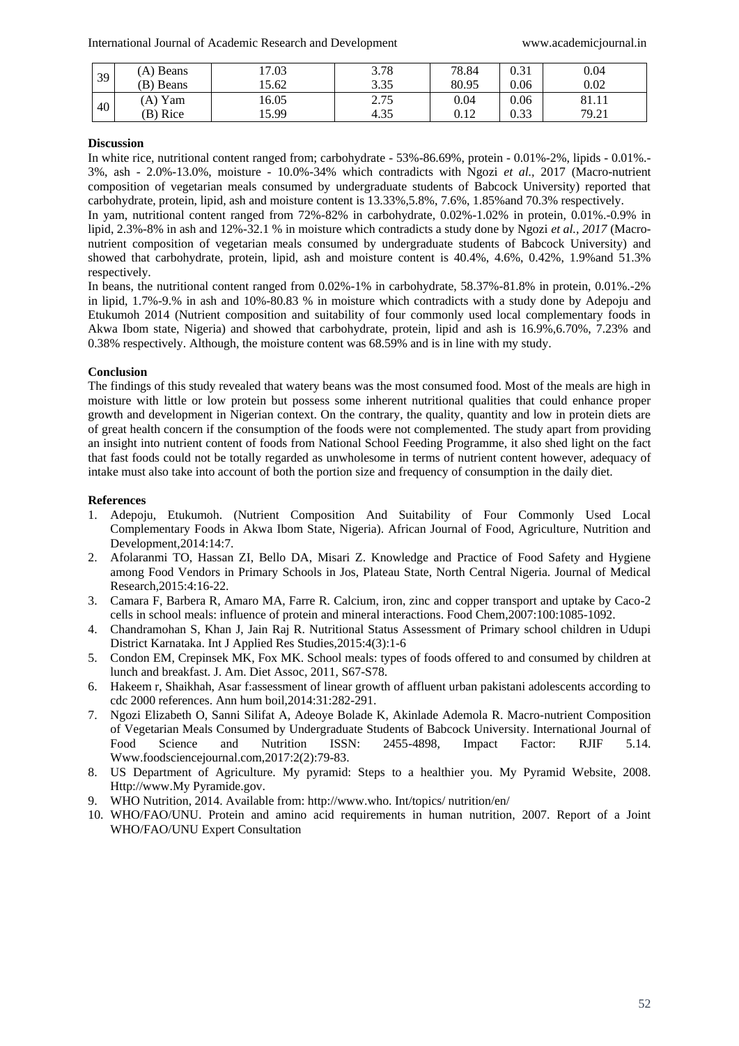| | | | | | | |
|---|---|---|---|---|---|---|
| 39 | (A) Beans | 17.03 | 3.78 | 78.84 | 0.31 | 0.04 |
| | (B) Beans | 15.62 | 3.35 | 80.95 | 0.06 | 0.02 |
| 40 | (A) Yam | 16.05 | 2.75 | 0.04 | 0.06 | 81.11 |
| | (B) Rice | 15.99 | 4.35 | 0.12 | 0.33 | 79.21 |

**Discussion**

In white rice, nutritional content ranged from; carbohydrate - 53%-86.69%, protein - 0.01%-2%, lipids - 0.01%.-3%, ash - 2.0%-13.0%, moisture - 10.0%-34% which contradicts with Ngozi *et al.*, 2017 (Macro-nutrient composition of vegetarian meals consumed by undergraduate students of Babcock University) reported that carbohydrate, protein, lipid, ash and moisture content is 13.33%,5.8%, 7.6%, 1.85%and 70.3% respectively.

In yam, nutritional content ranged from 72%-82% in carbohydrate, 0.02%-1.02% in protein, 0.01%.-0.9% in lipid, 2.3%-8% in ash and 12%-32.1 % in moisture which contradicts a study done by Ngozi *et al., 2017* (Macro-nutrient composition of vegetarian meals consumed by undergraduate students of Babcock University) and showed that carbohydrate, protein, lipid, ash and moisture content is 40.4%, 4.6%, 0.42%, 1.9%and 51.3% respectively.

In beans, the nutritional content ranged from 0.02%-1% in carbohydrate, 58.37%-81.8% in protein, 0.01%.-2% in lipid, 1.7%-9.% in ash and 10%-80.83 % in moisture which contradicts with a study done by Adepoju and Etukumoh 2014 (Nutrient composition and suitability of four commonly used local complementary foods in Akwa Ibom state, Nigeria) and showed that carbohydrate, protein, lipid and ash is 16.9%,6.70%, 7.23% and 0.38% respectively. Although, the moisture content was 68.59% and is in line with my study.

**Conclusion**

The findings of this study revealed that watery beans was the most consumed food. Most of the meals are high in moisture with little or low protein but possess some inherent nutritional qualities that could enhance proper growth and development in Nigerian context. On the contrary, the quality, quantity and low in protein diets are of great health concern if the consumption of the foods were not complemented. The study apart from providing an insight into nutrient content of foods from National School Feeding Programme, it also shed light on the fact that fast foods could not be totally regarded as unwholesome in terms of nutrient content however, adequacy of intake must also take into account of both the portion size and frequency of consumption in the daily diet.

**References**

1. Adepoju, Etukumoh. (Nutrient Composition And Suitability of Four Commonly Used Local Complementary Foods in Akwa Ibom State, Nigeria). African Journal of Food, Agriculture, Nutrition and Development,2014:14:7.
2. Afolaranmi TO, Hassan ZI, Bello DA, Misari Z. Knowledge and Practice of Food Safety and Hygiene among Food Vendors in Primary Schools in Jos, Plateau State, North Central Nigeria. Journal of Medical Research,2015:4:16-22.
3. Camara F, Barbera R, Amaro MA, Farre R. Calcium, iron, zinc and copper transport and uptake by Caco-2 cells in school meals: influence of protein and mineral interactions. Food Chem,2007:100:1085-1092.
4. Chandramohan S, Khan J, Jain Raj R. Nutritional Status Assessment of Primary school children in Udupi District Karnataka. Int J Applied Res Studies,2015:4(3):1-6
5. Condon EM, Crepinsek MK, Fox MK. School meals: types of foods offered to and consumed by children at lunch and breakfast. J. Am. Diet Assoc, 2011, S67-S78.
6. Hakeem r, Shaikhah, Asar f:assessment of linear growth of affluent urban pakistani adolescents according to cdc 2000 references. Ann hum boil,2014:31:282-291.
7. Ngozi Elizabeth O, Sanni Silifat A, Adeoye Bolade K, Akinlade Ademola R. Macro-nutrient Composition of Vegetarian Meals Consumed by Undergraduate Students of Babcock University. International Journal of Food Science and Nutrition ISSN: 2455-4898, Impact Factor: RJIF 5.14. Www.foodsciencejournal.com,2017:2(2):79-83.
8. US Department of Agriculture. My pyramid: Steps to a healthier you. My Pyramid Website, 2008. Http://www.My Pyramide.gov.
9. WHO Nutrition, 2014. Available from: http://www.who. Int/topics/ nutrition/en/
10. WHO/FAO/UNU. Protein and amino acid requirements in human nutrition, 2007. Report of a Joint WHO/FAO/UNU Expert Consultation